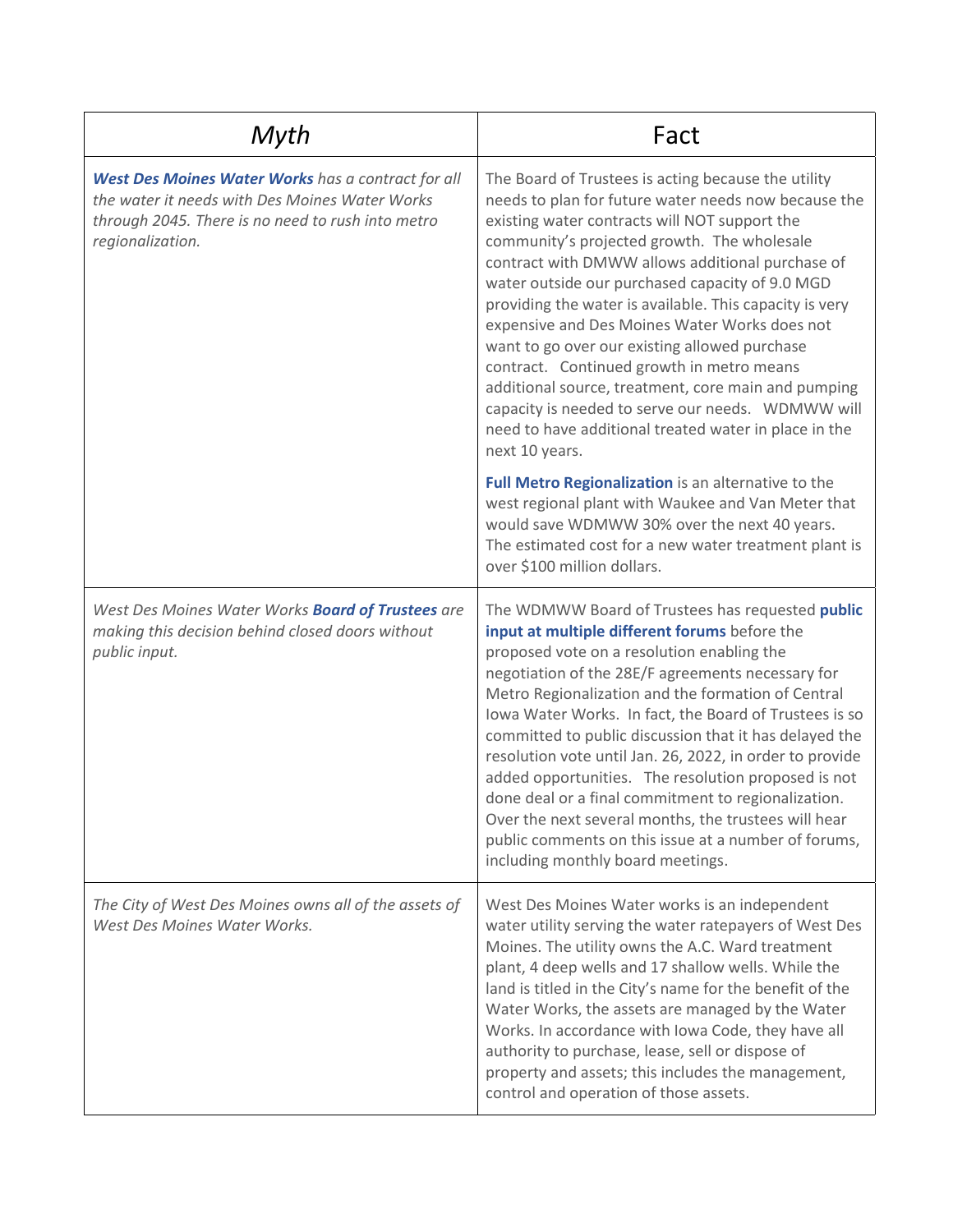| *Myth* | Fact |
|---|---|
| ***West Des Moines Water Works*** *has a contract for all the water it needs with Des Moines Water Works through 2045. There is no need to rush into metro regionalization.* | The Board of Trustees is acting because the utility needs to plan for future water needs now because the existing water contracts will NOT support the community's projected growth. The wholesale contract with DMWW allows additional purchase of water outside our purchased capacity of 9.0 MGD providing the water is available. This capacity is very expensive and Des Moines Water Works does not want to go over our existing allowed purchase contract. Continued growth in metro means additional source, treatment, core main and pumping capacity is needed to serve our needs. WDMWW will need to have additional treated water in place in the next 10 years.<br><br>**Full Metro Regionalization** is an alternative to the west regional plant with Waukee and Van Meter that would save WDMWW 30% over the next 40 years. The estimated cost for a new water treatment plant is over $100 million dollars. |
| *West Des Moines Water Works* ***Board of Trustees*** *are making this decision behind closed doors without public input.* | The WDMWW Board of Trustees has requested **public input at multiple different forums** before the proposed vote on a resolution enabling the negotiation of the 28E/F agreements necessary for Metro Regionalization and the formation of Central Iowa Water Works. In fact, the Board of Trustees is so committed to public discussion that it has delayed the resolution vote until Jan. 26, 2022, in order to provide added opportunities. The resolution proposed is not done deal or a final commitment to regionalization. Over the next several months, the trustees will hear public comments on this issue at a number of forums, including monthly board meetings. |
| *The City of West Des Moines owns all of the assets of West Des Moines Water Works.* | West Des Moines Water works is an independent water utility serving the water ratepayers of West Des Moines. The utility owns the A.C. Ward treatment plant, 4 deep wells and 17 shallow wells. While the land is titled in the City's name for the benefit of the Water Works, the assets are managed by the Water Works. In accordance with Iowa Code, they have all authority to purchase, lease, sell or dispose of property and assets; this includes the management, control and operation of those assets. |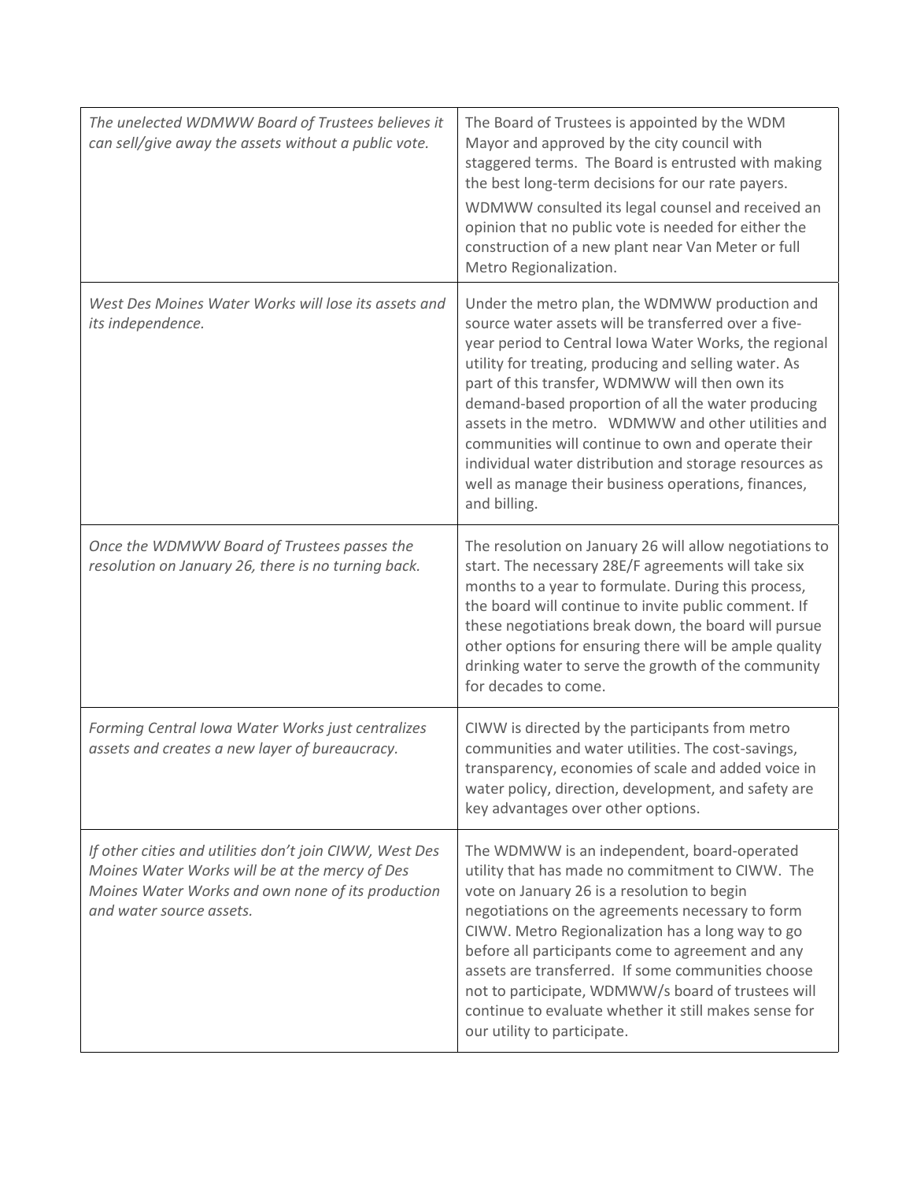| | |
|---|---|
| *The unelected WDMWW Board of Trustees believes it can sell/give away the assets without a public vote.* | The Board of Trustees is appointed by the WDM Mayor and approved by the city council with staggered terms. The Board is entrusted with making the best long-term decisions for our rate payers.<br>WDMWW consulted its legal counsel and received an opinion that no public vote is needed for either the construction of a new plant near Van Meter or full Metro Regionalization. |
| *West Des Moines Water Works will lose its assets and its independence.* | Under the metro plan, the WDMWW production and source water assets will be transferred over a five-year period to Central Iowa Water Works, the regional utility for treating, producing and selling water. As part of this transfer, WDMWW will then own its demand-based proportion of all the water producing assets in the metro. WDMWW and other utilities and communities will continue to own and operate their individual water distribution and storage resources as well as manage their business operations, finances, and billing. |
| *Once the WDMWW Board of Trustees passes the resolution on January 26, there is no turning back.* | The resolution on January 26 will allow negotiations to start. The necessary 28E/F agreements will take six months to a year to formulate. During this process, the board will continue to invite public comment. If these negotiations break down, the board will pursue other options for ensuring there will be ample quality drinking water to serve the growth of the community for decades to come. |
| *Forming Central Iowa Water Works just centralizes assets and creates a new layer of bureaucracy.* | CIWW is directed by the participants from metro communities and water utilities. The cost-savings, transparency, economies of scale and added voice in water policy, direction, development, and safety are key advantages over other options. |
| *If other cities and utilities don't join CIWW, West Des Moines Water Works will be at the mercy of Des Moines Water Works and own none of its production and water source assets.* | The WDMWW is an independent, board-operated utility that has made no commitment to CIWW. The vote on January 26 is a resolution to begin negotiations on the agreements necessary to form CIWW. Metro Regionalization has a long way to go before all participants come to agreement and any assets are transferred. If some communities choose not to participate, WDMWW/s board of trustees will continue to evaluate whether it still makes sense for our utility to participate. |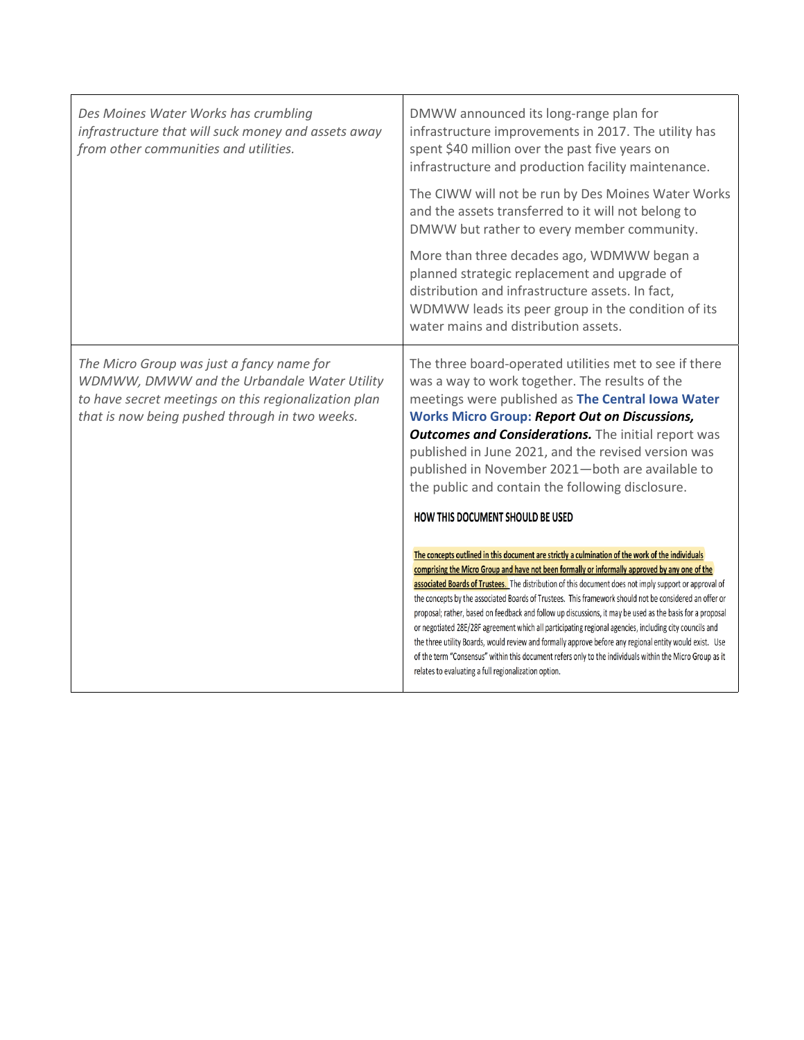| | |
|---|---|
| *Des Moines Water Works has crumbling infrastructure that will suck money and assets away from other communities and utilities.* | DMWW announced its long-range plan for infrastructure improvements in 2017. The utility has spent $40 million over the past five years on infrastructure and production facility maintenance.<br><br>The CIWW will not be run by Des Moines Water Works and the assets transferred to it will not belong to DMWW but rather to every member community.<br><br>More than three decades ago, WDMWW began a planned strategic replacement and upgrade of distribution and infrastructure assets. In fact, WDMWW leads its peer group in the condition of its water mains and distribution assets. |
| *The Micro Group was just a fancy name for WDMWW, DMWW and the Urbandale Water Utility to have secret meetings on this regionalization plan that is now being pushed through in two weeks.* | The three board-operated utilities met to see if there was a way to work together. The results of the meetings were published as **The Central Iowa Water Works Micro Group: *Report Out on Discussions, Outcomes and Considerations.*** The initial report was published in June 2021, and the revised version was published in November 2021—both are available to the public and contain the following disclosure.<br><br>**HOW THIS DOCUMENT SHOULD BE USED**<br><br>**The concepts outlined in this document are strictly a culmination of the work of the individuals comprising the Micro Group and have not been formally or informally approved by any one of the associated Boards of Trustees.** The distribution of this document does not imply support or approval of the concepts by the associated Boards of Trustees. This framework should not be considered an offer or proposal; rather, based on feedback and follow up discussions, it may be used as the basis for a proposal or negotiated 28E/28F agreement which all participating regional agencies, including city councils and the three utility Boards, would review and formally approve before any regional entity would exist. Use of the term "Consensus" within this document refers only to the individuals within the Micro Group as it relates to evaluating a full regionalization option. |